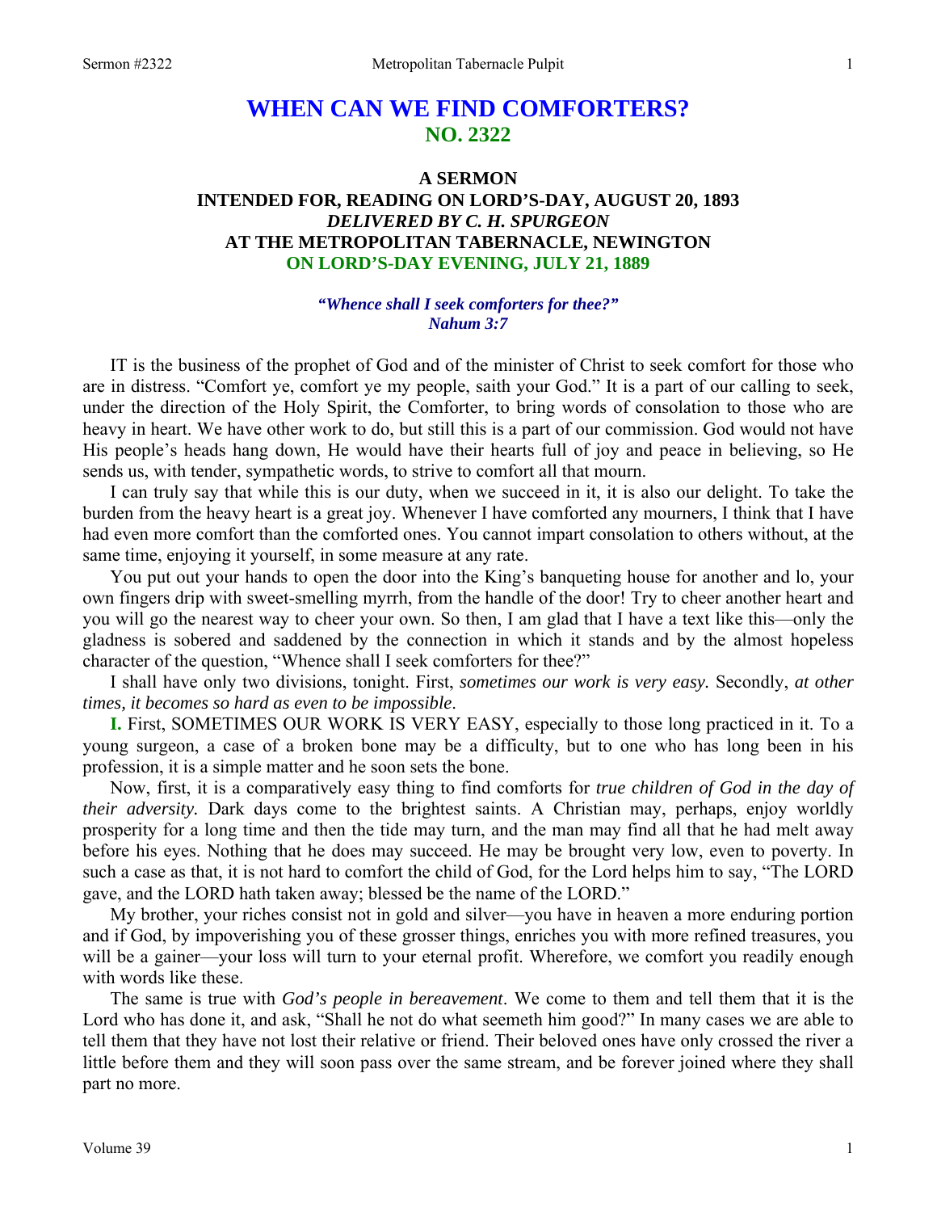# WHEN CAN WE FIND COMFORTERS?
## NO. 2322

### A SERMON
### INTENDED FOR, READING ON LORD'S-DAY, AUGUST 20, 1893
### *DELIVERED BY C. H. SPURGEON*
### AT THE METROPOLITAN TABERNACLE, NEWINGTON
### ON LORD'S-DAY EVENING, JULY 21, 1889

***"Whence shall I seek comforters for thee?"***
***Nahum 3:7***

IT is the business of the prophet of God and of the minister of Christ to seek comfort for those who are in distress. "Comfort ye, comfort ye my people, saith your God." It is a part of our calling to seek, under the direction of the Holy Spirit, the Comforter, to bring words of consolation to those who are heavy in heart. We have other work to do, but still this is a part of our commission. God would not have His people's heads hang down, He would have their hearts full of joy and peace in believing, so He sends us, with tender, sympathetic words, to strive to comfort all that mourn.

I can truly say that while this is our duty, when we succeed in it, it is also our delight. To take the burden from the heavy heart is a great joy. Whenever I have comforted any mourners, I think that I have had even more comfort than the comforted ones. You cannot impart consolation to others without, at the same time, enjoying it yourself, in some measure at any rate.

You put out your hands to open the door into the King's banqueting house for another and lo, your own fingers drip with sweet-smelling myrrh, from the handle of the door! Try to cheer another heart and you will go the nearest way to cheer your own. So then, I am glad that I have a text like this—only the gladness is sobered and saddened by the connection in which it stands and by the almost hopeless character of the question, "Whence shall I seek comforters for thee?"

I shall have only two divisions, tonight. First, *sometimes our work is very easy.* Secondly, *at other times, it becomes so hard as even to be impossible*.

**I.** First, SOMETIMES OUR WORK IS VERY EASY, especially to those long practiced in it. To a young surgeon, a case of a broken bone may be a difficulty, but to one who has long been in his profession, it is a simple matter and he soon sets the bone.

Now, first, it is a comparatively easy thing to find comforts for *true children of God in the day of their adversity.* Dark days come to the brightest saints. A Christian may, perhaps, enjoy worldly prosperity for a long time and then the tide may turn, and the man may find all that he had melt away before his eyes. Nothing that he does may succeed. He may be brought very low, even to poverty. In such a case as that, it is not hard to comfort the child of God, for the Lord helps him to say, "The LORD gave, and the LORD hath taken away; blessed be the name of the LORD."

My brother, your riches consist not in gold and silver—you have in heaven a more enduring portion and if God, by impoverishing you of these grosser things, enriches you with more refined treasures, you will be a gainer—your loss will turn to your eternal profit. Wherefore, we comfort you readily enough with words like these.

The same is true with *God's people in bereavement*. We come to them and tell them that it is the Lord who has done it, and ask, "Shall he not do what seemeth him good?" In many cases we are able to tell them that they have not lost their relative or friend. Their beloved ones have only crossed the river a little before them and they will soon pass over the same stream, and be forever joined where they shall part no more.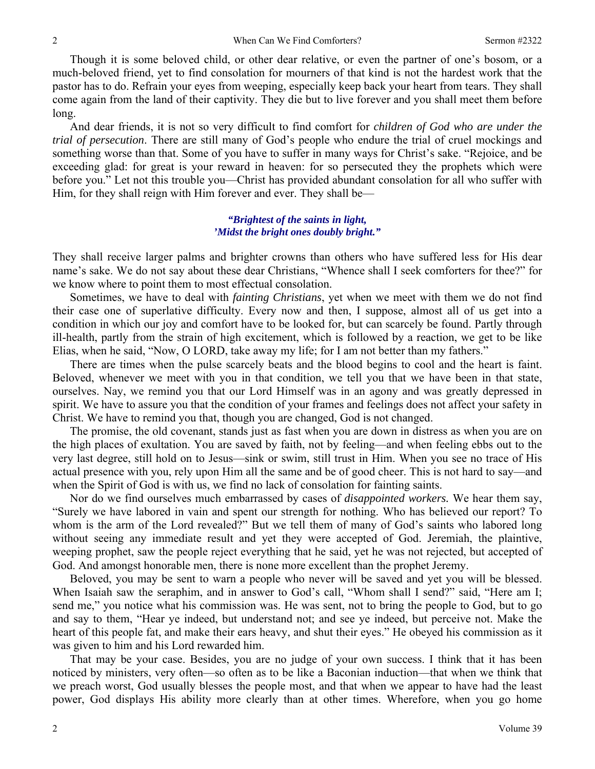Though it is some beloved child, or other dear relative, or even the partner of one's bosom, or a much-beloved friend, yet to find consolation for mourners of that kind is not the hardest work that the pastor has to do. Refrain your eyes from weeping, especially keep back your heart from tears. They shall come again from the land of their captivity. They die but to live forever and you shall meet them before long.

And dear friends, it is not so very difficult to find comfort for *children of God who are under the trial of persecution*. There are still many of God's people who endure the trial of cruel mockings and something worse than that. Some of you have to suffer in many ways for Christ's sake. "Rejoice, and be exceeding glad: for great is your reward in heaven: for so persecuted they the prophets which were before you." Let not this trouble you—Christ has provided abundant consolation for all who suffer with Him, for they shall reign with Him forever and ever. They shall be—

*"Brightest of the saints in light,*
*'Midst the bright ones doubly bright."*

They shall receive larger palms and brighter crowns than others who have suffered less for His dear name's sake. We do not say about these dear Christians, "Whence shall I seek comforters for thee?" for we know where to point them to most effectual consolation.

Sometimes, we have to deal with *fainting Christians*, yet when we meet with them we do not find their case one of superlative difficulty. Every now and then, I suppose, almost all of us get into a condition in which our joy and comfort have to be looked for, but can scarcely be found. Partly through ill-health, partly from the strain of high excitement, which is followed by a reaction, we get to be like Elias, when he said, "Now, O LORD, take away my life; for I am not better than my fathers."

There are times when the pulse scarcely beats and the blood begins to cool and the heart is faint. Beloved, whenever we meet with you in that condition, we tell you that we have been in that state, ourselves. Nay, we remind you that our Lord Himself was in an agony and was greatly depressed in spirit. We have to assure you that the condition of your frames and feelings does not affect your safety in Christ. We have to remind you that, though you are changed, God is not changed.

The promise, the old covenant, stands just as fast when you are down in distress as when you are on the high places of exultation. You are saved by faith, not by feeling—and when feeling ebbs out to the very last degree, still hold on to Jesus—sink or swim, still trust in Him. When you see no trace of His actual presence with you, rely upon Him all the same and be of good cheer. This is not hard to say—and when the Spirit of God is with us, we find no lack of consolation for fainting saints.

Nor do we find ourselves much embarrassed by cases of *disappointed workers.* We hear them say, "Surely we have labored in vain and spent our strength for nothing. Who has believed our report? To whom is the arm of the Lord revealed?" But we tell them of many of God's saints who labored long without seeing any immediate result and yet they were accepted of God. Jeremiah, the plaintive, weeping prophet, saw the people reject everything that he said, yet he was not rejected, but accepted of God. And amongst honorable men, there is none more excellent than the prophet Jeremy.

Beloved, you may be sent to warn a people who never will be saved and yet you will be blessed. When Isaiah saw the seraphim, and in answer to God's call, "Whom shall I send?" said, "Here am I; send me," you notice what his commission was. He was sent, not to bring the people to God, but to go and say to them, "Hear ye indeed, but understand not; and see ye indeed, but perceive not. Make the heart of this people fat, and make their ears heavy, and shut their eyes." He obeyed his commission as it was given to him and his Lord rewarded him.

That may be your case. Besides, you are no judge of your own success. I think that it has been noticed by ministers, very often—so often as to be like a Baconian induction—that when we think that we preach worst, God usually blesses the people most, and that when we appear to have had the least power, God displays His ability more clearly than at other times. Wherefore, when you go home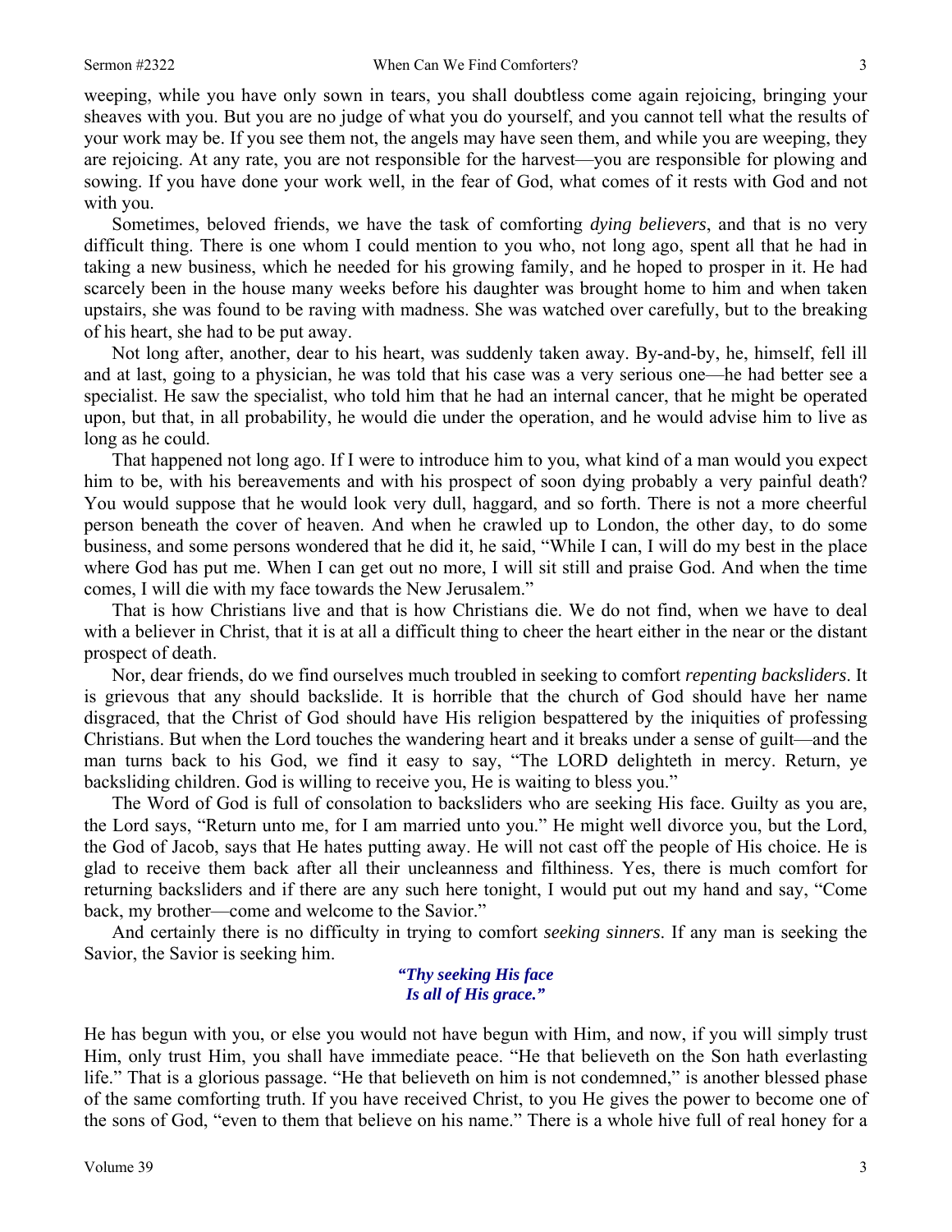weeping, while you have only sown in tears, you shall doubtless come again rejoicing, bringing your sheaves with you. But you are no judge of what you do yourself, and you cannot tell what the results of your work may be. If you see them not, the angels may have seen them, and while you are weeping, they are rejoicing. At any rate, you are not responsible for the harvest—you are responsible for plowing and sowing. If you have done your work well, in the fear of God, what comes of it rests with God and not with you.

Sometimes, beloved friends, we have the task of comforting *dying believers*, and that is no very difficult thing. There is one whom I could mention to you who, not long ago, spent all that he had in taking a new business, which he needed for his growing family, and he hoped to prosper in it. He had scarcely been in the house many weeks before his daughter was brought home to him and when taken upstairs, she was found to be raving with madness. She was watched over carefully, but to the breaking of his heart, she had to be put away.

Not long after, another, dear to his heart, was suddenly taken away. By-and-by, he, himself, fell ill and at last, going to a physician, he was told that his case was a very serious one—he had better see a specialist. He saw the specialist, who told him that he had an internal cancer, that he might be operated upon, but that, in all probability, he would die under the operation, and he would advise him to live as long as he could.

That happened not long ago. If I were to introduce him to you, what kind of a man would you expect him to be, with his bereavements and with his prospect of soon dying probably a very painful death? You would suppose that he would look very dull, haggard, and so forth. There is not a more cheerful person beneath the cover of heaven. And when he crawled up to London, the other day, to do some business, and some persons wondered that he did it, he said, "While I can, I will do my best in the place where God has put me. When I can get out no more, I will sit still and praise God. And when the time comes, I will die with my face towards the New Jerusalem."

That is how Christians live and that is how Christians die. We do not find, when we have to deal with a believer in Christ, that it is at all a difficult thing to cheer the heart either in the near or the distant prospect of death.

Nor, dear friends, do we find ourselves much troubled in seeking to comfort *repenting backsliders*. It is grievous that any should backslide. It is horrible that the church of God should have her name disgraced, that the Christ of God should have His religion bespattered by the iniquities of professing Christians. But when the Lord touches the wandering heart and it breaks under a sense of guilt—and the man turns back to his God, we find it easy to say, "The LORD delighteth in mercy. Return, ye backsliding children. God is willing to receive you, He is waiting to bless you."

The Word of God is full of consolation to backsliders who are seeking His face. Guilty as you are, the Lord says, "Return unto me, for I am married unto you." He might well divorce you, but the Lord, the God of Jacob, says that He hates putting away. He will not cast off the people of His choice. He is glad to receive them back after all their uncleanness and filthiness. Yes, there is much comfort for returning backsliders and if there are any such here tonight, I would put out my hand and say, "Come back, my brother—come and welcome to the Savior."

And certainly there is no difficulty in trying to comfort *seeking sinners*. If any man is seeking the Savior, the Savior is seeking him.

> ***"Thy seeking His face***
> ***Is all of His grace."***

He has begun with you, or else you would not have begun with Him, and now, if you will simply trust Him, only trust Him, you shall have immediate peace. "He that believeth on the Son hath everlasting life." That is a glorious passage. "He that believeth on him is not condemned," is another blessed phase of the same comforting truth. If you have received Christ, to you He gives the power to become one of the sons of God, "even to them that believe on his name." There is a whole hive full of real honey for a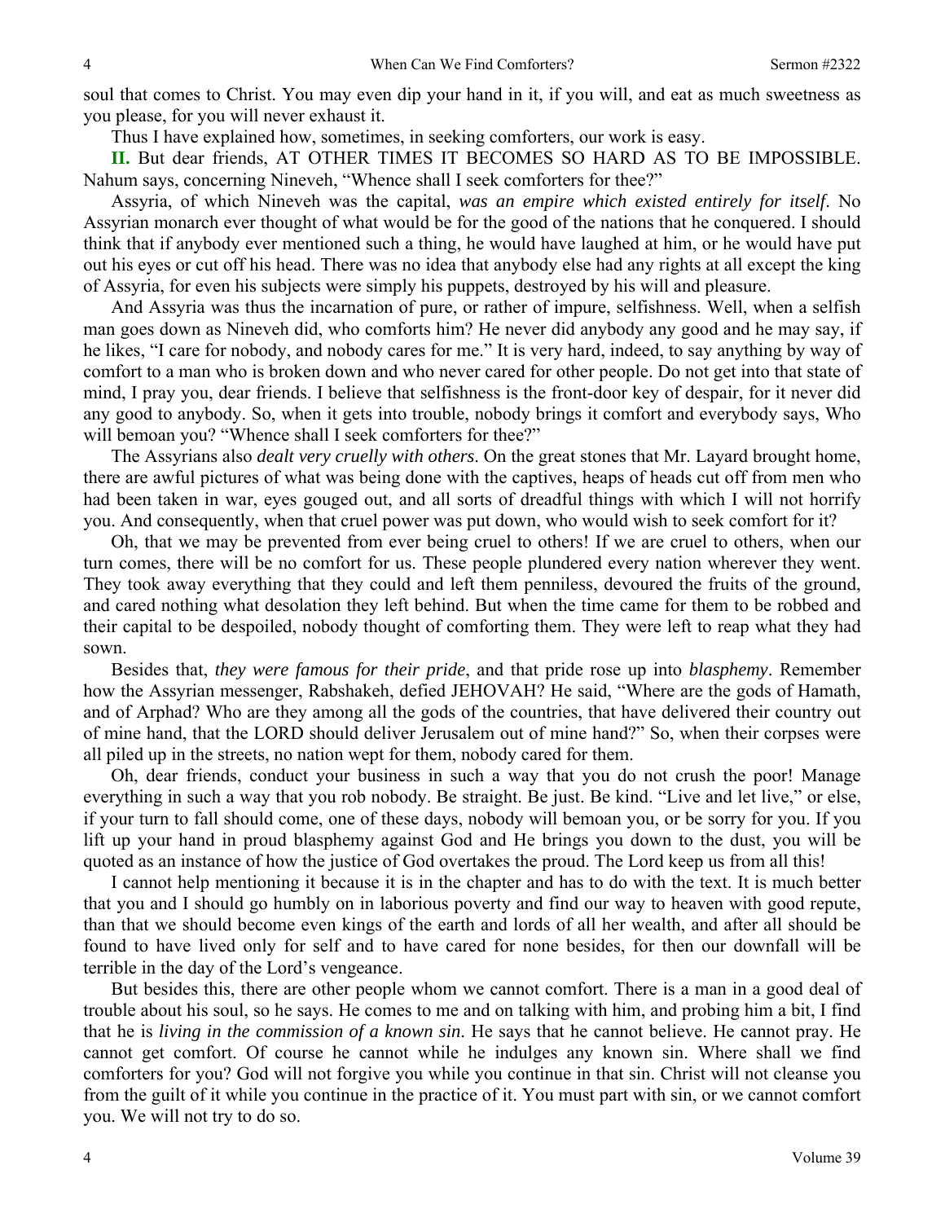soul that comes to Christ. You may even dip your hand in it, if you will, and eat as much sweetness as you please, for you will never exhaust it.

Thus I have explained how, sometimes, in seeking comforters, our work is easy.

**II.** But dear friends, AT OTHER TIMES IT BECOMES SO HARD AS TO BE IMPOSSIBLE. Nahum says, concerning Nineveh, "Whence shall I seek comforters for thee?"

Assyria, of which Nineveh was the capital, *was an empire which existed entirely for itself*. No Assyrian monarch ever thought of what would be for the good of the nations that he conquered. I should think that if anybody ever mentioned such a thing, he would have laughed at him, or he would have put out his eyes or cut off his head. There was no idea that anybody else had any rights at all except the king of Assyria, for even his subjects were simply his puppets, destroyed by his will and pleasure.

And Assyria was thus the incarnation of pure, or rather of impure, selfishness. Well, when a selfish man goes down as Nineveh did, who comforts him? He never did anybody any good and he may say, if he likes, "I care for nobody, and nobody cares for me." It is very hard, indeed, to say anything by way of comfort to a man who is broken down and who never cared for other people. Do not get into that state of mind, I pray you, dear friends. I believe that selfishness is the front-door key of despair, for it never did any good to anybody. So, when it gets into trouble, nobody brings it comfort and everybody says, Who will bemoan you? "Whence shall I seek comforters for thee?"

The Assyrians also *dealt very cruelly with others*. On the great stones that Mr. Layard brought home, there are awful pictures of what was being done with the captives, heaps of heads cut off from men who had been taken in war, eyes gouged out, and all sorts of dreadful things with which I will not horrify you. And consequently, when that cruel power was put down, who would wish to seek comfort for it?

Oh, that we may be prevented from ever being cruel to others! If we are cruel to others, when our turn comes, there will be no comfort for us. These people plundered every nation wherever they went. They took away everything that they could and left them penniless, devoured the fruits of the ground, and cared nothing what desolation they left behind. But when the time came for them to be robbed and their capital to be despoiled, nobody thought of comforting them. They were left to reap what they had sown.

Besides that, *they were famous for their pride*, and that pride rose up into *blasphemy*. Remember how the Assyrian messenger, Rabshakeh, defied JEHOVAH? He said, "Where are the gods of Hamath, and of Arphad? Who are they among all the gods of the countries, that have delivered their country out of mine hand, that the LORD should deliver Jerusalem out of mine hand?" So, when their corpses were all piled up in the streets, no nation wept for them, nobody cared for them.

Oh, dear friends, conduct your business in such a way that you do not crush the poor! Manage everything in such a way that you rob nobody. Be straight. Be just. Be kind. "Live and let live," or else, if your turn to fall should come, one of these days, nobody will bemoan you, or be sorry for you. If you lift up your hand in proud blasphemy against God and He brings you down to the dust, you will be quoted as an instance of how the justice of God overtakes the proud. The Lord keep us from all this!

I cannot help mentioning it because it is in the chapter and has to do with the text. It is much better that you and I should go humbly on in laborious poverty and find our way to heaven with good repute, than that we should become even kings of the earth and lords of all her wealth, and after all should be found to have lived only for self and to have cared for none besides, for then our downfall will be terrible in the day of the Lord's vengeance.

But besides this, there are other people whom we cannot comfort. There is a man in a good deal of trouble about his soul, so he says. He comes to me and on talking with him, and probing him a bit, I find that he is *living in the commission of a known sin*. He says that he cannot believe. He cannot pray. He cannot get comfort. Of course he cannot while he indulges any known sin. Where shall we find comforters for you? God will not forgive you while you continue in that sin. Christ will not cleanse you from the guilt of it while you continue in the practice of it. You must part with sin, or we cannot comfort you. We will not try to do so.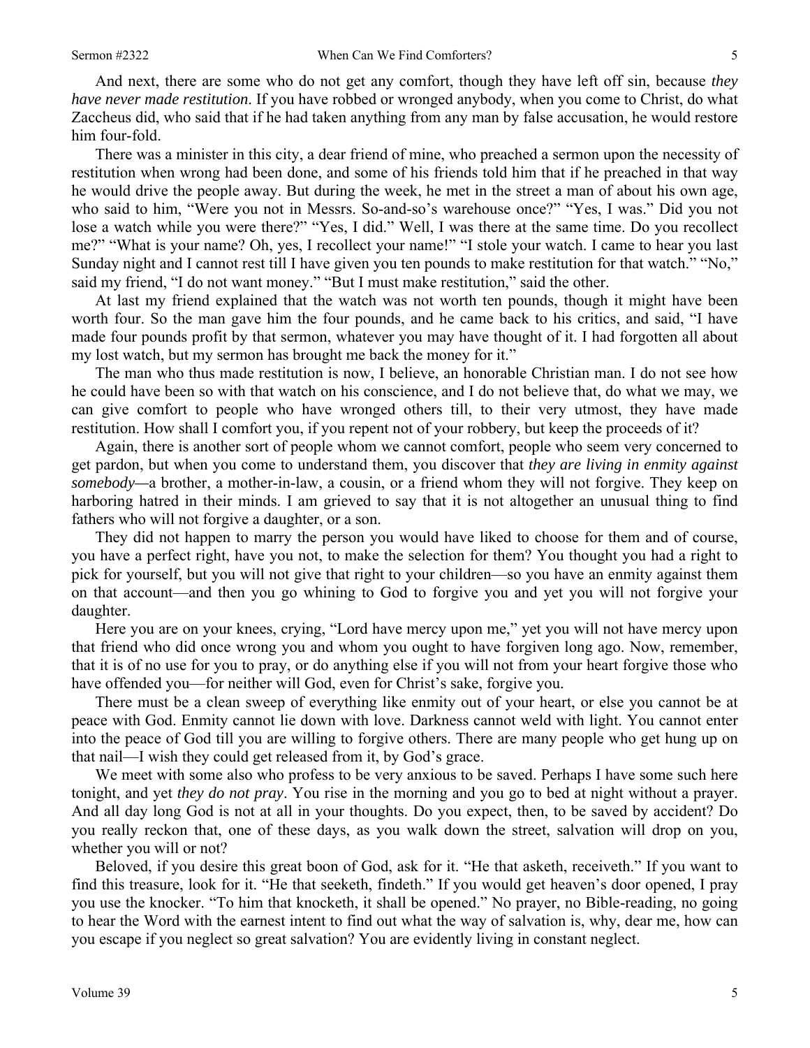And next, there are some who do not get any comfort, though they have left off sin, because *they have never made restitution*. If you have robbed or wronged anybody, when you come to Christ, do what Zaccheus did, who said that if he had taken anything from any man by false accusation, he would restore him four-fold.

There was a minister in this city, a dear friend of mine, who preached a sermon upon the necessity of restitution when wrong had been done, and some of his friends told him that if he preached in that way he would drive the people away. But during the week, he met in the street a man of about his own age, who said to him, "Were you not in Messrs. So-and-so's warehouse once?" "Yes, I was." Did you not lose a watch while you were there?" "Yes, I did." Well, I was there at the same time. Do you recollect me?" "What is your name? Oh, yes, I recollect your name!" "I stole your watch. I came to hear you last Sunday night and I cannot rest till I have given you ten pounds to make restitution for that watch." "No," said my friend, "I do not want money." "But I must make restitution," said the other.

At last my friend explained that the watch was not worth ten pounds, though it might have been worth four. So the man gave him the four pounds, and he came back to his critics, and said, "I have made four pounds profit by that sermon, whatever you may have thought of it. I had forgotten all about my lost watch, but my sermon has brought me back the money for it."

The man who thus made restitution is now, I believe, an honorable Christian man. I do not see how he could have been so with that watch on his conscience, and I do not believe that, do what we may, we can give comfort to people who have wronged others till, to their very utmost, they have made restitution. How shall I comfort you, if you repent not of your robbery, but keep the proceeds of it?

Again, there is another sort of people whom we cannot comfort, people who seem very concerned to get pardon, but when you come to understand them, you discover that *they are living in enmity against somebody—*a brother, a mother-in-law, a cousin, or a friend whom they will not forgive. They keep on harboring hatred in their minds. I am grieved to say that it is not altogether an unusual thing to find fathers who will not forgive a daughter, or a son.

They did not happen to marry the person you would have liked to choose for them and of course, you have a perfect right, have you not, to make the selection for them? You thought you had a right to pick for yourself, but you will not give that right to your children—so you have an enmity against them on that account—and then you go whining to God to forgive you and yet you will not forgive your daughter.

Here you are on your knees, crying, "Lord have mercy upon me," yet you will not have mercy upon that friend who did once wrong you and whom you ought to have forgiven long ago. Now, remember, that it is of no use for you to pray, or do anything else if you will not from your heart forgive those who have offended you—for neither will God, even for Christ's sake, forgive you.

There must be a clean sweep of everything like enmity out of your heart, or else you cannot be at peace with God. Enmity cannot lie down with love. Darkness cannot weld with light. You cannot enter into the peace of God till you are willing to forgive others. There are many people who get hung up on that nail—I wish they could get released from it, by God's grace.

We meet with some also who profess to be very anxious to be saved. Perhaps I have some such here tonight, and yet *they do not pray*. You rise in the morning and you go to bed at night without a prayer. And all day long God is not at all in your thoughts. Do you expect, then, to be saved by accident? Do you really reckon that, one of these days, as you walk down the street, salvation will drop on you, whether you will or not?

Beloved, if you desire this great boon of God, ask for it. "He that asketh, receiveth." If you want to find this treasure, look for it. "He that seeketh, findeth." If you would get heaven's door opened, I pray you use the knocker. "To him that knocketh, it shall be opened." No prayer, no Bible-reading, no going to hear the Word with the earnest intent to find out what the way of salvation is, why, dear me, how can you escape if you neglect so great salvation? You are evidently living in constant neglect.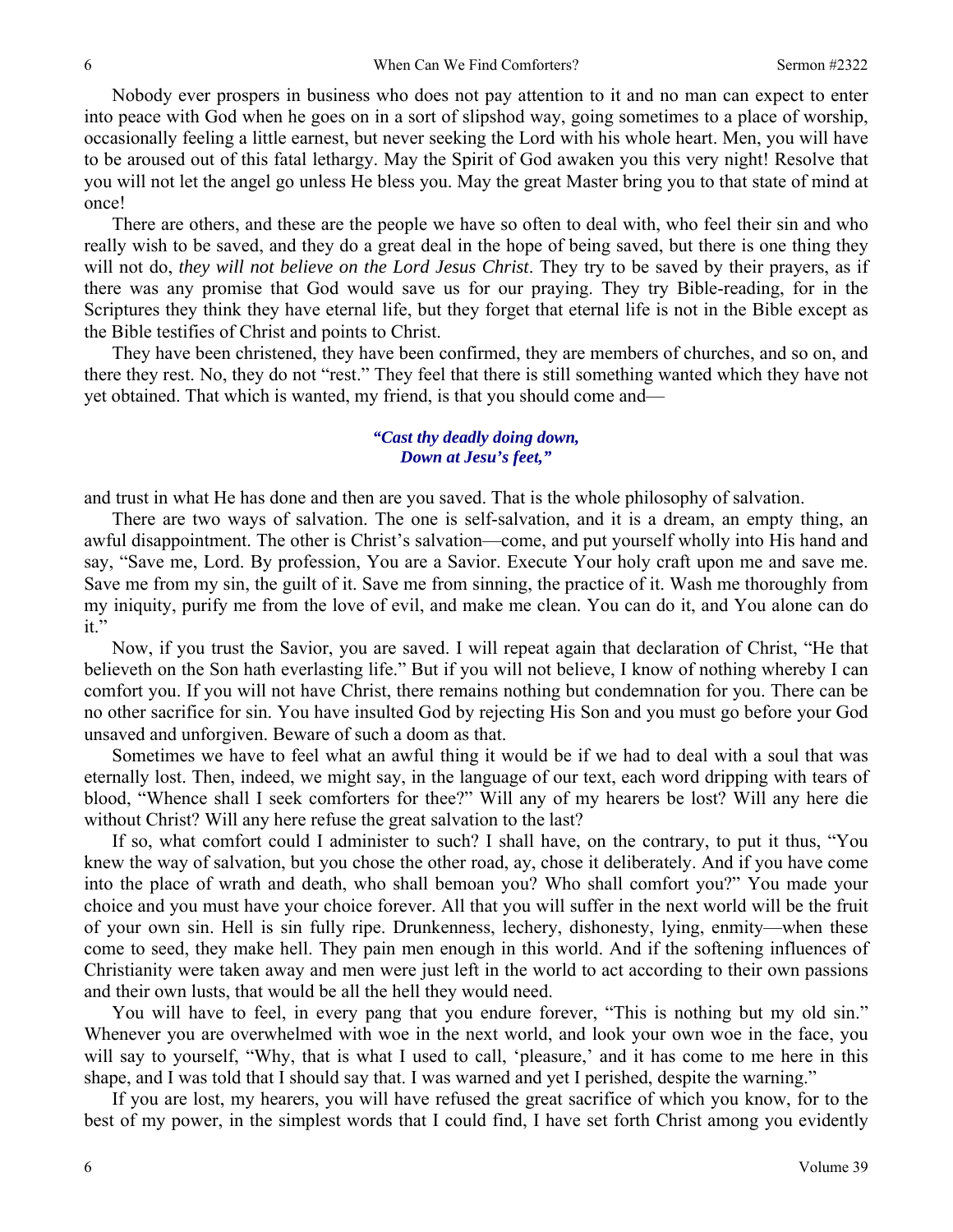Nobody ever prospers in business who does not pay attention to it and no man can expect to enter into peace with God when he goes on in a sort of slipshod way, going sometimes to a place of worship, occasionally feeling a little earnest, but never seeking the Lord with his whole heart. Men, you will have to be aroused out of this fatal lethargy. May the Spirit of God awaken you this very night! Resolve that you will not let the angel go unless He bless you. May the great Master bring you to that state of mind at once!

There are others, and these are the people we have so often to deal with, who feel their sin and who really wish to be saved, and they do a great deal in the hope of being saved, but there is one thing they will not do, *they will not believe on the Lord Jesus Christ*. They try to be saved by their prayers, as if there was any promise that God would save us for our praying. They try Bible-reading, for in the Scriptures they think they have eternal life, but they forget that eternal life is not in the Bible except as the Bible testifies of Christ and points to Christ.

They have been christened, they have been confirmed, they are members of churches, and so on, and there they rest. No, they do not "rest." They feel that there is still something wanted which they have not yet obtained. That which is wanted, my friend, is that you should come and—

> ***"Cast thy deadly doing down,***
> ***Down at Jesu's feet,"***

and trust in what He has done and then are you saved. That is the whole philosophy of salvation.

There are two ways of salvation. The one is self-salvation, and it is a dream, an empty thing, an awful disappointment. The other is Christ's salvation—come, and put yourself wholly into His hand and say, "Save me, Lord. By profession, You are a Savior. Execute Your holy craft upon me and save me. Save me from my sin, the guilt of it. Save me from sinning, the practice of it. Wash me thoroughly from my iniquity, purify me from the love of evil, and make me clean. You can do it, and You alone can do it."

Now, if you trust the Savior, you are saved. I will repeat again that declaration of Christ, "He that believeth on the Son hath everlasting life." But if you will not believe, I know of nothing whereby I can comfort you. If you will not have Christ, there remains nothing but condemnation for you. There can be no other sacrifice for sin. You have insulted God by rejecting His Son and you must go before your God unsaved and unforgiven. Beware of such a doom as that.

Sometimes we have to feel what an awful thing it would be if we had to deal with a soul that was eternally lost. Then, indeed, we might say, in the language of our text, each word dripping with tears of blood, "Whence shall I seek comforters for thee?" Will any of my hearers be lost? Will any here die without Christ? Will any here refuse the great salvation to the last?

If so, what comfort could I administer to such? I shall have, on the contrary, to put it thus, "You knew the way of salvation, but you chose the other road, ay, chose it deliberately. And if you have come into the place of wrath and death, who shall bemoan you? Who shall comfort you?" You made your choice and you must have your choice forever. All that you will suffer in the next world will be the fruit of your own sin. Hell is sin fully ripe. Drunkenness, lechery, dishonesty, lying, enmity—when these come to seed, they make hell. They pain men enough in this world. And if the softening influences of Christianity were taken away and men were just left in the world to act according to their own passions and their own lusts, that would be all the hell they would need.

You will have to feel, in every pang that you endure forever, "This is nothing but my old sin." Whenever you are overwhelmed with woe in the next world, and look your own woe in the face, you will say to yourself, "Why, that is what I used to call, 'pleasure,' and it has come to me here in this shape, and I was told that I should say that. I was warned and yet I perished, despite the warning."

If you are lost, my hearers, you will have refused the great sacrifice of which you know, for to the best of my power, in the simplest words that I could find, I have set forth Christ among you evidently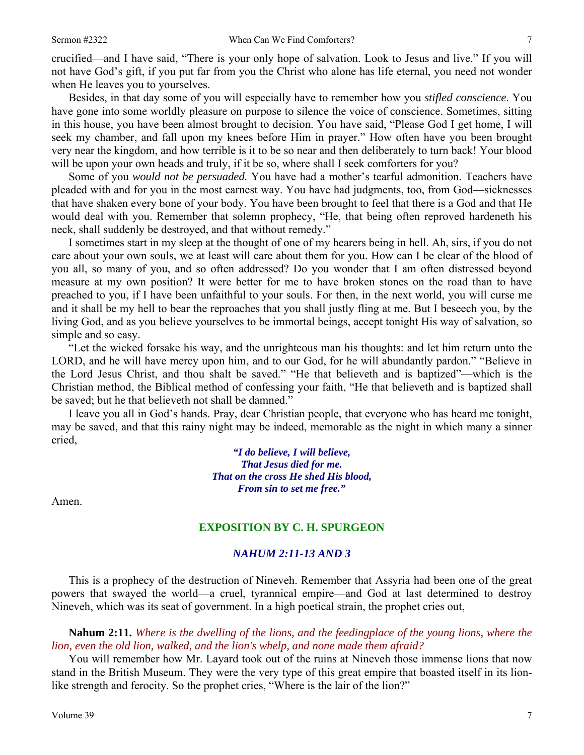crucified—and I have said, "There is your only hope of salvation. Look to Jesus and live." If you will not have God's gift, if you put far from you the Christ who alone has life eternal, you need not wonder when He leaves you to yourselves.

Besides, in that day some of you will especially have to remember how you *stifled conscience*. You have gone into some worldly pleasure on purpose to silence the voice of conscience. Sometimes, sitting in this house, you have been almost brought to decision. You have said, "Please God I get home, I will seek my chamber, and fall upon my knees before Him in prayer." How often have you been brought very near the kingdom, and how terrible is it to be so near and then deliberately to turn back! Your blood will be upon your own heads and truly, if it be so, where shall I seek comforters for you?

Some of you *would not be persuaded.* You have had a mother's tearful admonition. Teachers have pleaded with and for you in the most earnest way. You have had judgments, too, from God—sicknesses that have shaken every bone of your body. You have been brought to feel that there is a God and that He would deal with you. Remember that solemn prophecy, "He, that being often reproved hardeneth his neck, shall suddenly be destroyed, and that without remedy."

I sometimes start in my sleep at the thought of one of my hearers being in hell. Ah, sirs, if you do not care about your own souls, we at least will care about them for you. How can I be clear of the blood of you all, so many of you, and so often addressed? Do you wonder that I am often distressed beyond measure at my own position? It were better for me to have broken stones on the road than to have preached to you, if I have been unfaithful to your souls. For then, in the next world, you will curse me and it shall be my hell to bear the reproaches that you shall justly fling at me. But I beseech you, by the living God, and as you believe yourselves to be immortal beings, accept tonight His way of salvation, so simple and so easy.

"Let the wicked forsake his way, and the unrighteous man his thoughts: and let him return unto the LORD, and he will have mercy upon him, and to our God, for he will abundantly pardon." "Believe in the Lord Jesus Christ, and thou shalt be saved." "He that believeth and is baptized"—which is the Christian method, the Biblical method of confessing your faith, "He that believeth and is baptized shall be saved; but he that believeth not shall be damned."

I leave you all in God's hands. Pray, dear Christian people, that everyone who has heard me tonight, may be saved, and that this rainy night may be indeed, memorable as the night in which many a sinner cried,

> ***"I do believe, I will believe,***
> ***That Jesus died for me.***
> ***That on the cross He shed His blood,***
> ***From sin to set me free."***

Amen.

## EXPOSITION BY C. H. SPURGEON

### *NAHUM 2:11-13 AND 3*

This is a prophecy of the destruction of Nineveh. Remember that Assyria had been one of the great powers that swayed the world—a cruel, tyrannical empire—and God at last determined to destroy Nineveh, which was its seat of government. In a high poetical strain, the prophet cries out,

**Nahum 2:11.** *Where is the dwelling of the lions, and the feedingplace of the young lions, where the lion, even the old lion, walked, and the lion's whelp, and none made them afraid?*

You will remember how Mr. Layard took out of the ruins at Nineveh those immense lions that now stand in the British Museum. They were the very type of this great empire that boasted itself in its lion-like strength and ferocity. So the prophet cries, "Where is the lair of the lion?"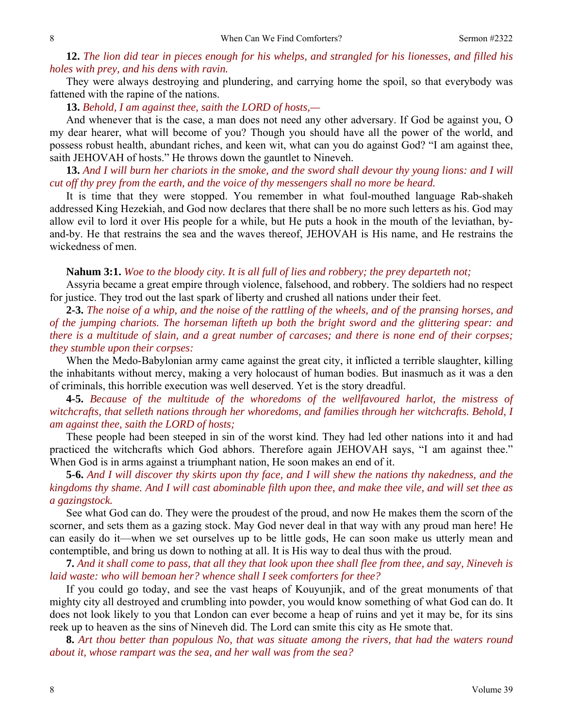**12.** *The lion did tear in pieces enough for his whelps, and strangled for his lionesses, and filled his holes with prey, and his dens with ravin.*

They were always destroying and plundering, and carrying home the spoil, so that everybody was fattened with the rapine of the nations.

**13.** *Behold, I am against thee, saith the LORD of hosts,—*

And whenever that is the case, a man does not need any other adversary. If God be against you, O my dear hearer, what will become of you? Though you should have all the power of the world, and possess robust health, abundant riches, and keen wit, what can you do against God? "I am against thee, saith JEHOVAH of hosts." He throws down the gauntlet to Nineveh.

**13.** *And I will burn her chariots in the smoke, and the sword shall devour thy young lions: and I will cut off thy prey from the earth, and the voice of thy messengers shall no more be heard.*

It is time that they were stopped. You remember in what foul-mouthed language Rab-shakeh addressed King Hezekiah, and God now declares that there shall be no more such letters as his. God may allow evil to lord it over His people for a while, but He puts a hook in the mouth of the leviathan, by-and-by. He that restrains the sea and the waves thereof, JEHOVAH is His name, and He restrains the wickedness of men.

**Nahum 3:1.** *Woe to the bloody city. It is all full of lies and robbery; the prey departeth not;*

Assyria became a great empire through violence, falsehood, and robbery. The soldiers had no respect for justice. They trod out the last spark of liberty and crushed all nations under their feet.

**2-3.** *The noise of a whip, and the noise of the rattling of the wheels, and of the pransing horses, and of the jumping chariots. The horseman lifteth up both the bright sword and the glittering spear: and there is a multitude of slain, and a great number of carcases; and there is none end of their corpses; they stumble upon their corpses:*

When the Medo-Babylonian army came against the great city, it inflicted a terrible slaughter, killing the inhabitants without mercy, making a very holocaust of human bodies. But inasmuch as it was a den of criminals, this horrible execution was well deserved. Yet is the story dreadful.

**4-5.** *Because of the multitude of the whoredoms of the wellfavoured harlot, the mistress of witchcrafts, that selleth nations through her whoredoms, and families through her witchcrafts. Behold, I am against thee, saith the LORD of hosts;*

These people had been steeped in sin of the worst kind. They had led other nations into it and had practiced the witchcrafts which God abhors. Therefore again JEHOVAH says, "I am against thee." When God is in arms against a triumphant nation, He soon makes an end of it.

**5-6.** *And I will discover thy skirts upon thy face, and I will shew the nations thy nakedness, and the kingdoms thy shame. And I will cast abominable filth upon thee, and make thee vile, and will set thee as a gazingstock.*

See what God can do. They were the proudest of the proud, and now He makes them the scorn of the scorner, and sets them as a gazing stock. May God never deal in that way with any proud man here! He can easily do it—when we set ourselves up to be little gods, He can soon make us utterly mean and contemptible, and bring us down to nothing at all. It is His way to deal thus with the proud.

**7.** *And it shall come to pass, that all they that look upon thee shall flee from thee, and say, Nineveh is laid waste: who will bemoan her? whence shall I seek comforters for thee?*

If you could go today, and see the vast heaps of Kouyunjik, and of the great monuments of that mighty city all destroyed and crumbling into powder, you would know something of what God can do. It does not look likely to you that London can ever become a heap of ruins and yet it may be, for its sins reek up to heaven as the sins of Nineveh did. The Lord can smite this city as He smote that.

**8.** *Art thou better than populous No, that was situate among the rivers, that had the waters round about it, whose rampart was the sea, and her wall was from the sea?*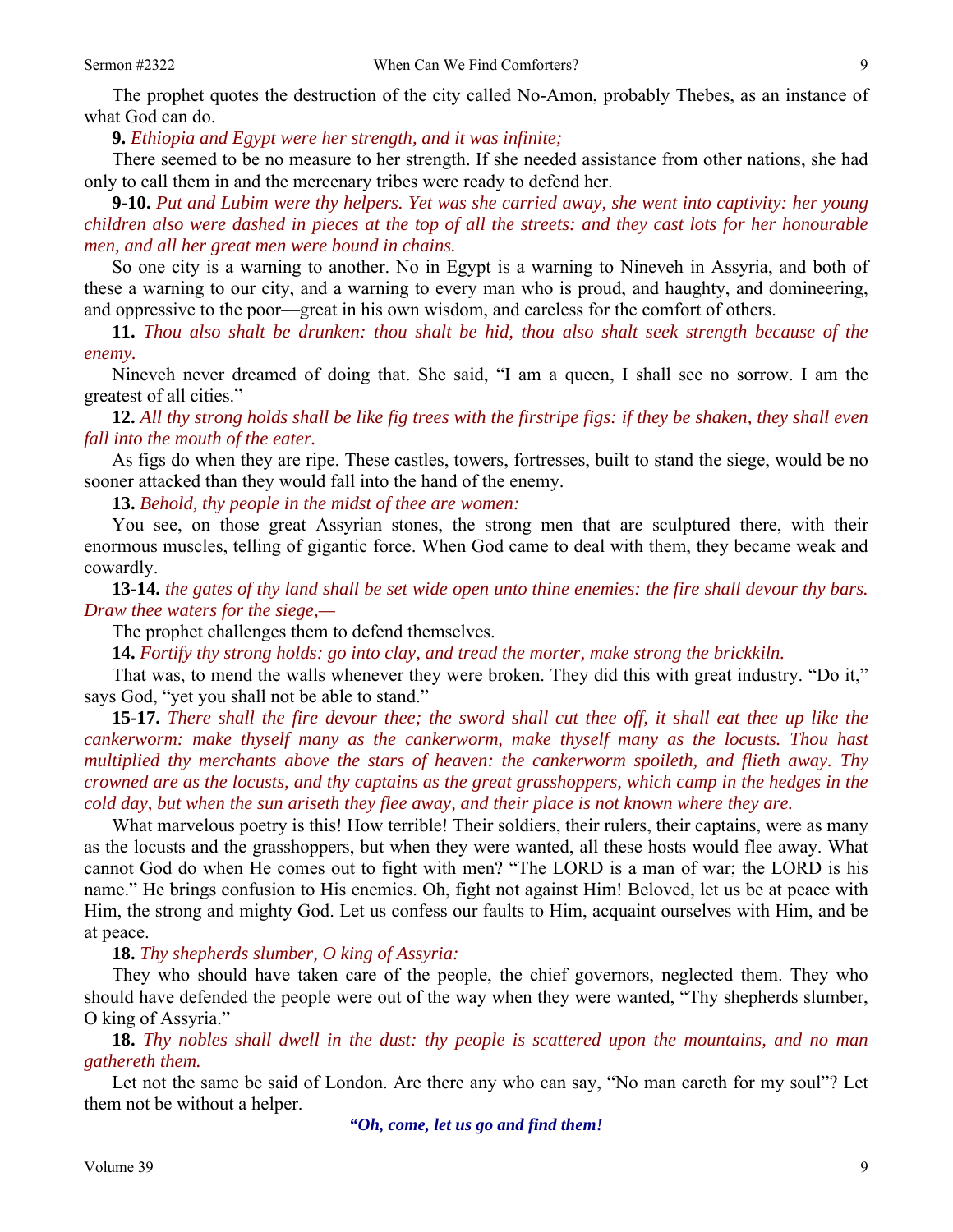The prophet quotes the destruction of the city called No-Amon, probably Thebes, as an instance of what God can do.

**9.** *Ethiopia and Egypt were her strength, and it was infinite;*

There seemed to be no measure to her strength. If she needed assistance from other nations, she had only to call them in and the mercenary tribes were ready to defend her.

**9-10.** *Put and Lubim were thy helpers. Yet was she carried away, she went into captivity: her young children also were dashed in pieces at the top of all the streets: and they cast lots for her honourable men, and all her great men were bound in chains.*

So one city is a warning to another. No in Egypt is a warning to Nineveh in Assyria, and both of these a warning to our city, and a warning to every man who is proud, and haughty, and domineering, and oppressive to the poor—great in his own wisdom, and careless for the comfort of others.

**11.** *Thou also shalt be drunken: thou shalt be hid, thou also shalt seek strength because of the enemy.*

Nineveh never dreamed of doing that. She said, "I am a queen, I shall see no sorrow. I am the greatest of all cities."

**12.** *All thy strong holds shall be like fig trees with the firstripe figs: if they be shaken, they shall even fall into the mouth of the eater.*

As figs do when they are ripe. These castles, towers, fortresses, built to stand the siege, would be no sooner attacked than they would fall into the hand of the enemy.

**13.** *Behold, thy people in the midst of thee are women:*

You see, on those great Assyrian stones, the strong men that are sculptured there, with their enormous muscles, telling of gigantic force. When God came to deal with them, they became weak and cowardly.

**13-14.** *the gates of thy land shall be set wide open unto thine enemies: the fire shall devour thy bars. Draw thee waters for the siege,—*

The prophet challenges them to defend themselves.

**14.** *Fortify thy strong holds: go into clay, and tread the morter, make strong the brickkiln.*

That was, to mend the walls whenever they were broken. They did this with great industry. "Do it," says God, "yet you shall not be able to stand."

**15-17.** *There shall the fire devour thee; the sword shall cut thee off, it shall eat thee up like the cankerworm: make thyself many as the cankerworm, make thyself many as the locusts. Thou hast multiplied thy merchants above the stars of heaven: the cankerworm spoileth, and flieth away. Thy crowned are as the locusts, and thy captains as the great grasshoppers, which camp in the hedges in the cold day, but when the sun ariseth they flee away, and their place is not known where they are.*

What marvelous poetry is this! How terrible! Their soldiers, their rulers, their captains, were as many as the locusts and the grasshoppers, but when they were wanted, all these hosts would flee away. What cannot God do when He comes out to fight with men? "The LORD is a man of war; the LORD is his name." He brings confusion to His enemies. Oh, fight not against Him! Beloved, let us be at peace with Him, the strong and mighty God. Let us confess our faults to Him, acquaint ourselves with Him, and be at peace.

**18.** *Thy shepherds slumber, O king of Assyria:*

They who should have taken care of the people, the chief governors, neglected them. They who should have defended the people were out of the way when they were wanted, "Thy shepherds slumber, O king of Assyria."

**18.** *Thy nobles shall dwell in the dust: thy people is scattered upon the mountains, and no man gathereth them.*

Let not the same be said of London. Are there any who can say, "No man careth for my soul"? Let them not be without a helper.

***"Oh, come, let us go and find them!***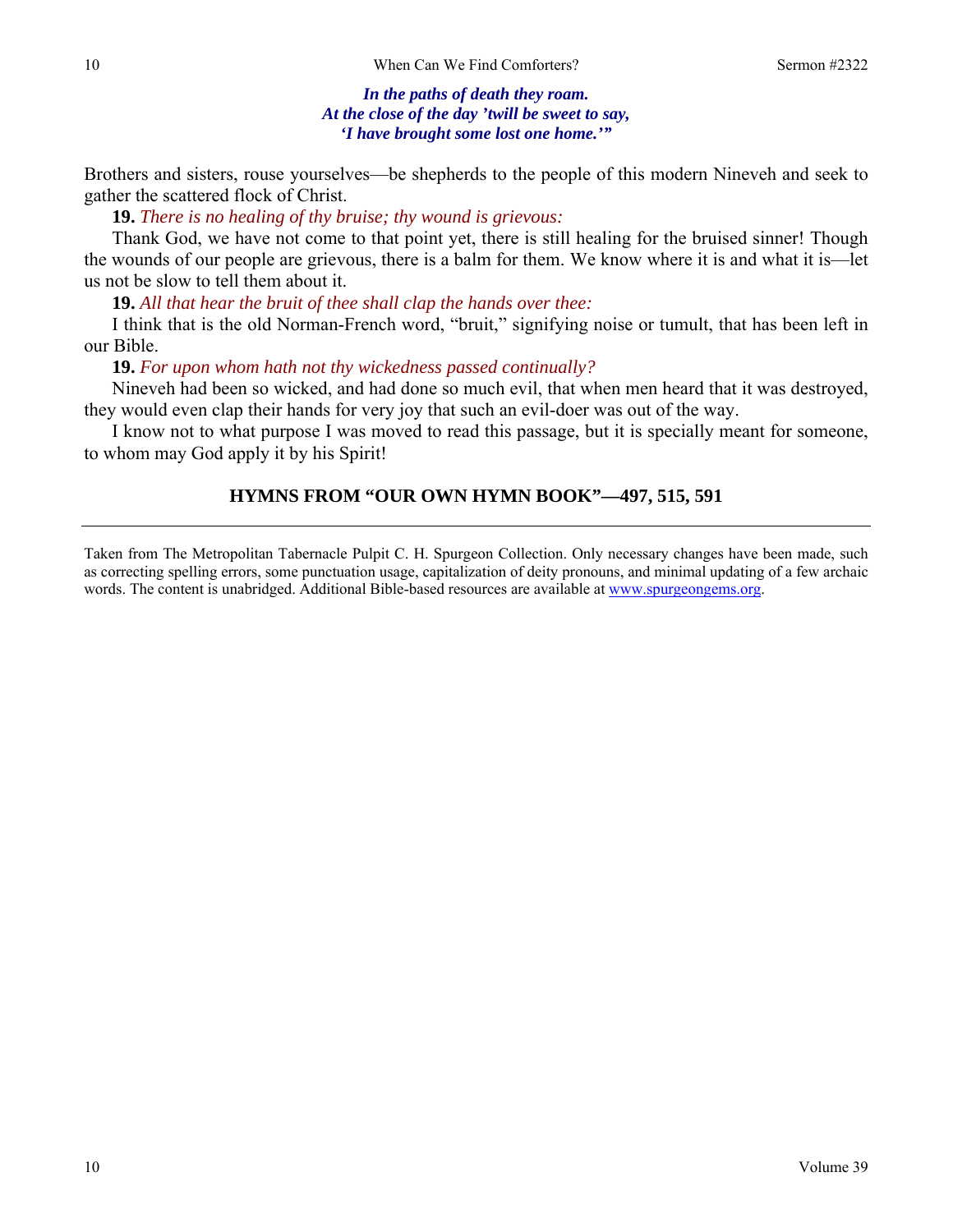*In the paths of death they roam.*
*At the close of the day 'twill be sweet to say,*
*'I have brought some lost one home.'"*

Brothers and sisters, rouse yourselves—be shepherds to the people of this modern Nineveh and seek to gather the scattered flock of Christ.

**19.** *There is no healing of thy bruise; thy wound is grievous:*

Thank God, we have not come to that point yet, there is still healing for the bruised sinner! Though the wounds of our people are grievous, there is a balm for them. We know where it is and what it is—let us not be slow to tell them about it.

**19.** *All that hear the bruit of thee shall clap the hands over thee:*

I think that is the old Norman-French word, "bruit," signifying noise or tumult, that has been left in our Bible.

**19.** *For upon whom hath not thy wickedness passed continually?*

Nineveh had been so wicked, and had done so much evil, that when men heard that it was destroyed, they would even clap their hands for very joy that such an evil-doer was out of the way.

I know not to what purpose I was moved to read this passage, but it is specially meant for someone, to whom may God apply it by his Spirit!

## HYMNS FROM "OUR OWN HYMN BOOK"—497, 515, 591

---

Taken from The Metropolitan Tabernacle Pulpit C. H. Spurgeon Collection. Only necessary changes have been made, such as correcting spelling errors, some punctuation usage, capitalization of deity pronouns, and minimal updating of a few archaic words. The content is unabridged. Additional Bible-based resources are available at www.spurgeongems.org.